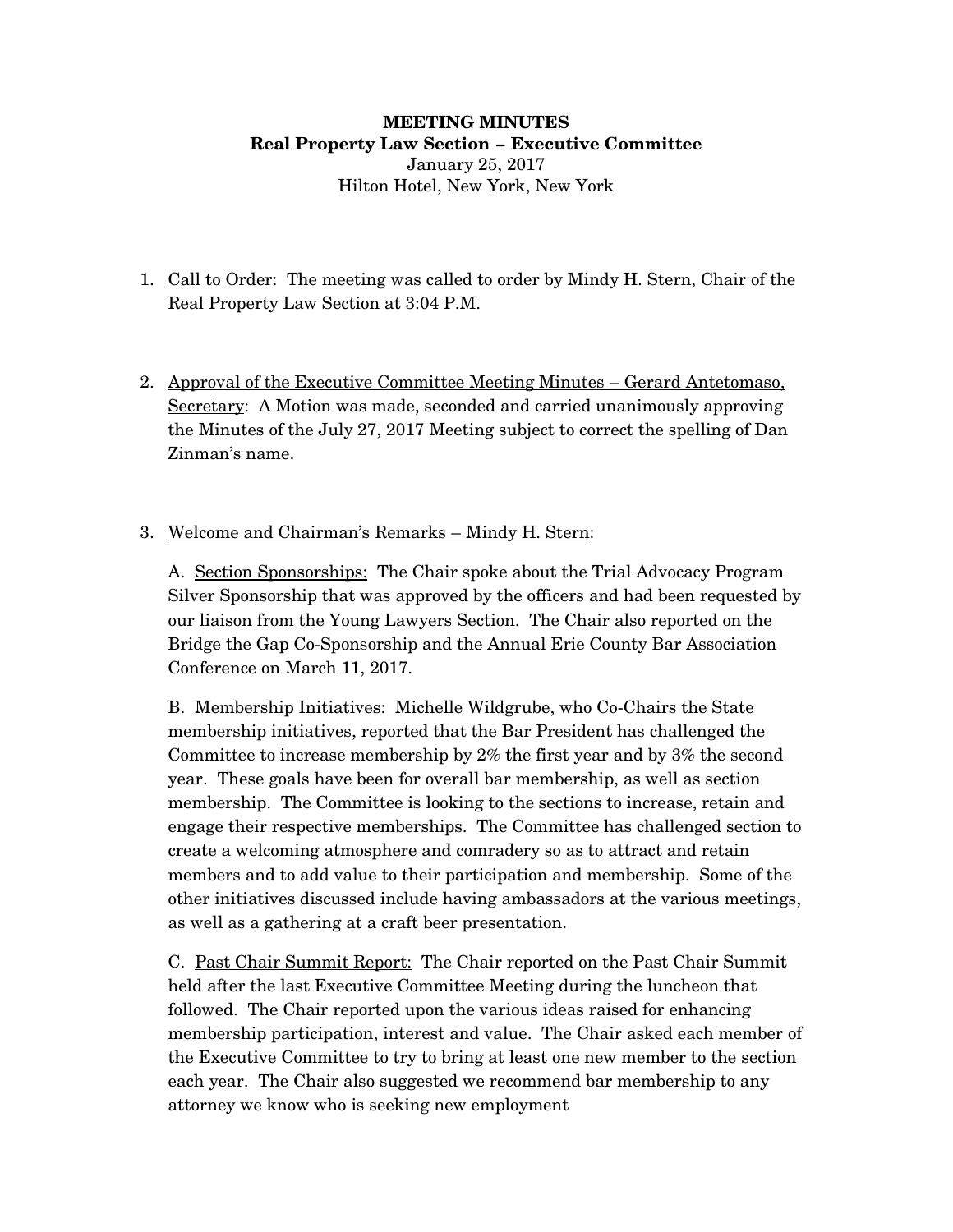**MEETING MINUTES**
**Real Property Law Section – Executive Committee**
January 25, 2017
Hilton Hotel, New York, New York

1. Call to Order: The meeting was called to order by Mindy H. Stern, Chair of the Real Property Law Section at 3:04 P.M.

2. Approval of the Executive Committee Meeting Minutes – Gerard Antetomaso, Secretary: A Motion was made, seconded and carried unanimously approving the Minutes of the July 27, 2017 Meeting subject to correct the spelling of Dan Zinman's name.

3. Welcome and Chairman's Remarks – Mindy H. Stern:

   A. Section Sponsorships: The Chair spoke about the Trial Advocacy Program Silver Sponsorship that was approved by the officers and had been requested by our liaison from the Young Lawyers Section. The Chair also reported on the Bridge the Gap Co-Sponsorship and the Annual Erie County Bar Association Conference on March 11, 2017.

   B. Membership Initiatives: Michelle Wildgrube, who Co-Chairs the State membership initiatives, reported that the Bar President has challenged the Committee to increase membership by 2% the first year and by 3% the second year. These goals have been for overall bar membership, as well as section membership. The Committee is looking to the sections to increase, retain and engage their respective memberships. The Committee has challenged section to create a welcoming atmosphere and comradery so as to attract and retain members and to add value to their participation and membership. Some of the other initiatives discussed include having ambassadors at the various meetings, as well as a gathering at a craft beer presentation.

   C. Past Chair Summit Report: The Chair reported on the Past Chair Summit held after the last Executive Committee Meeting during the luncheon that followed. The Chair reported upon the various ideas raised for enhancing membership participation, interest and value. The Chair asked each member of the Executive Committee to try to bring at least one new member to the section each year. The Chair also suggested we recommend bar membership to any attorney we know who is seeking new employment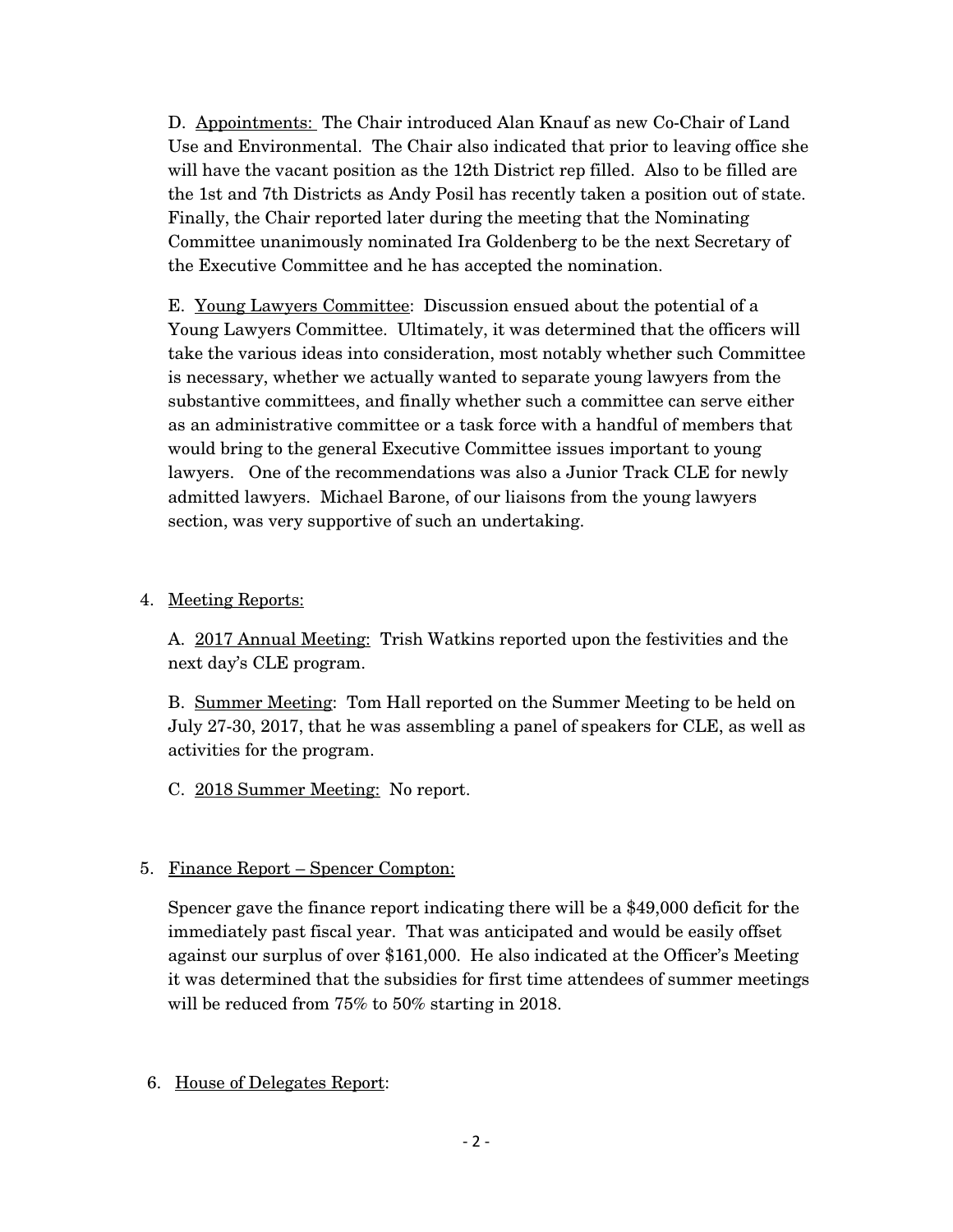D. Appointments: The Chair introduced Alan Knauf as new Co-Chair of Land Use and Environmental. The Chair also indicated that prior to leaving office she will have the vacant position as the 12th District rep filled. Also to be filled are the 1st and 7th Districts as Andy Posil has recently taken a position out of state. Finally, the Chair reported later during the meeting that the Nominating Committee unanimously nominated Ira Goldenberg to be the next Secretary of the Executive Committee and he has accepted the nomination.

E. Young Lawyers Committee: Discussion ensued about the potential of a Young Lawyers Committee. Ultimately, it was determined that the officers will take the various ideas into consideration, most notably whether such Committee is necessary, whether we actually wanted to separate young lawyers from the substantive committees, and finally whether such a committee can serve either as an administrative committee or a task force with a handful of members that would bring to the general Executive Committee issues important to young lawyers. One of the recommendations was also a Junior Track CLE for newly admitted lawyers. Michael Barone, of our liaisons from the young lawyers section, was very supportive of such an undertaking.

4. Meeting Reports:

A. 2017 Annual Meeting: Trish Watkins reported upon the festivities and the next day's CLE program.

B. Summer Meeting: Tom Hall reported on the Summer Meeting to be held on July 27-30, 2017, that he was assembling a panel of speakers for CLE, as well as activities for the program.

C. 2018 Summer Meeting: No report.

5. Finance Report – Spencer Compton:

Spencer gave the finance report indicating there will be a $49,000 deficit for the immediately past fiscal year. That was anticipated and would be easily offset against our surplus of over $161,000. He also indicated at the Officer's Meeting it was determined that the subsidies for first time attendees of summer meetings will be reduced from 75% to 50% starting in 2018.

6. House of Delegates Report: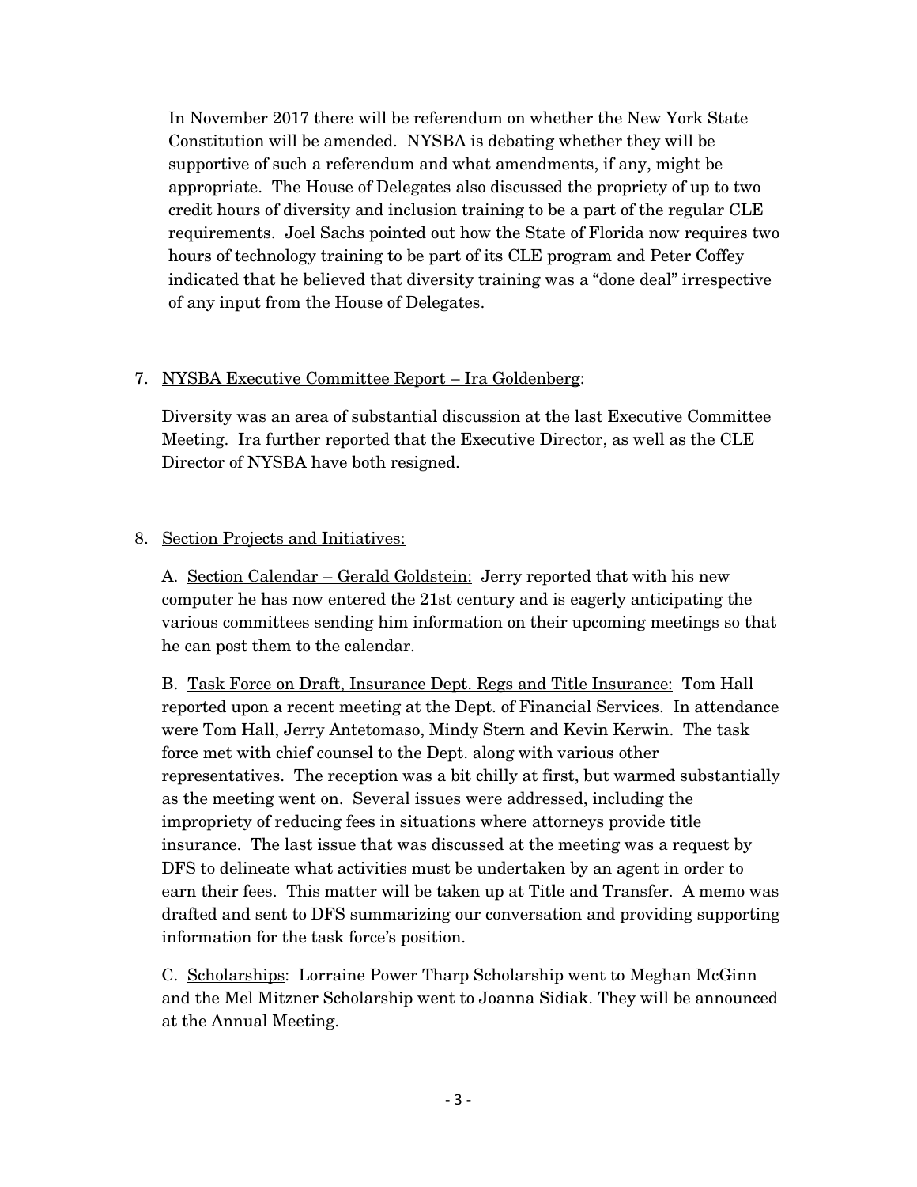In November 2017 there will be referendum on whether the New York State Constitution will be amended. NYSBA is debating whether they will be supportive of such a referendum and what amendments, if any, might be appropriate. The House of Delegates also discussed the propriety of up to two credit hours of diversity and inclusion training to be a part of the regular CLE requirements. Joel Sachs pointed out how the State of Florida now requires two hours of technology training to be part of its CLE program and Peter Coffey indicated that he believed that diversity training was a "done deal" irrespective of any input from the House of Delegates.

7. <u>NYSBA Executive Committee Report – Ira Goldenberg</u>:

   Diversity was an area of substantial discussion at the last Executive Committee Meeting. Ira further reported that the Executive Director, as well as the CLE Director of NYSBA have both resigned.

8. <u>Section Projects and Initiatives:</u>

   A. <u>Section Calendar – Gerald Goldstein:</u> Jerry reported that with his new computer he has now entered the 21st century and is eagerly anticipating the various committees sending him information on their upcoming meetings so that he can post them to the calendar.

   B. <u>Task Force on Draft, Insurance Dept. Regs and Title Insurance:</u> Tom Hall reported upon a recent meeting at the Dept. of Financial Services. In attendance were Tom Hall, Jerry Antetomaso, Mindy Stern and Kevin Kerwin. The task force met with chief counsel to the Dept. along with various other representatives. The reception was a bit chilly at first, but warmed substantially as the meeting went on. Several issues were addressed, including the impropriety of reducing fees in situations where attorneys provide title insurance. The last issue that was discussed at the meeting was a request by DFS to delineate what activities must be undertaken by an agent in order to earn their fees. This matter will be taken up at Title and Transfer. A memo was drafted and sent to DFS summarizing our conversation and providing supporting information for the task force's position.

   C. <u>Scholarships</u>: Lorraine Power Tharp Scholarship went to Meghan McGinn and the Mel Mitzner Scholarship went to Joanna Sidiak. They will be announced at the Annual Meeting.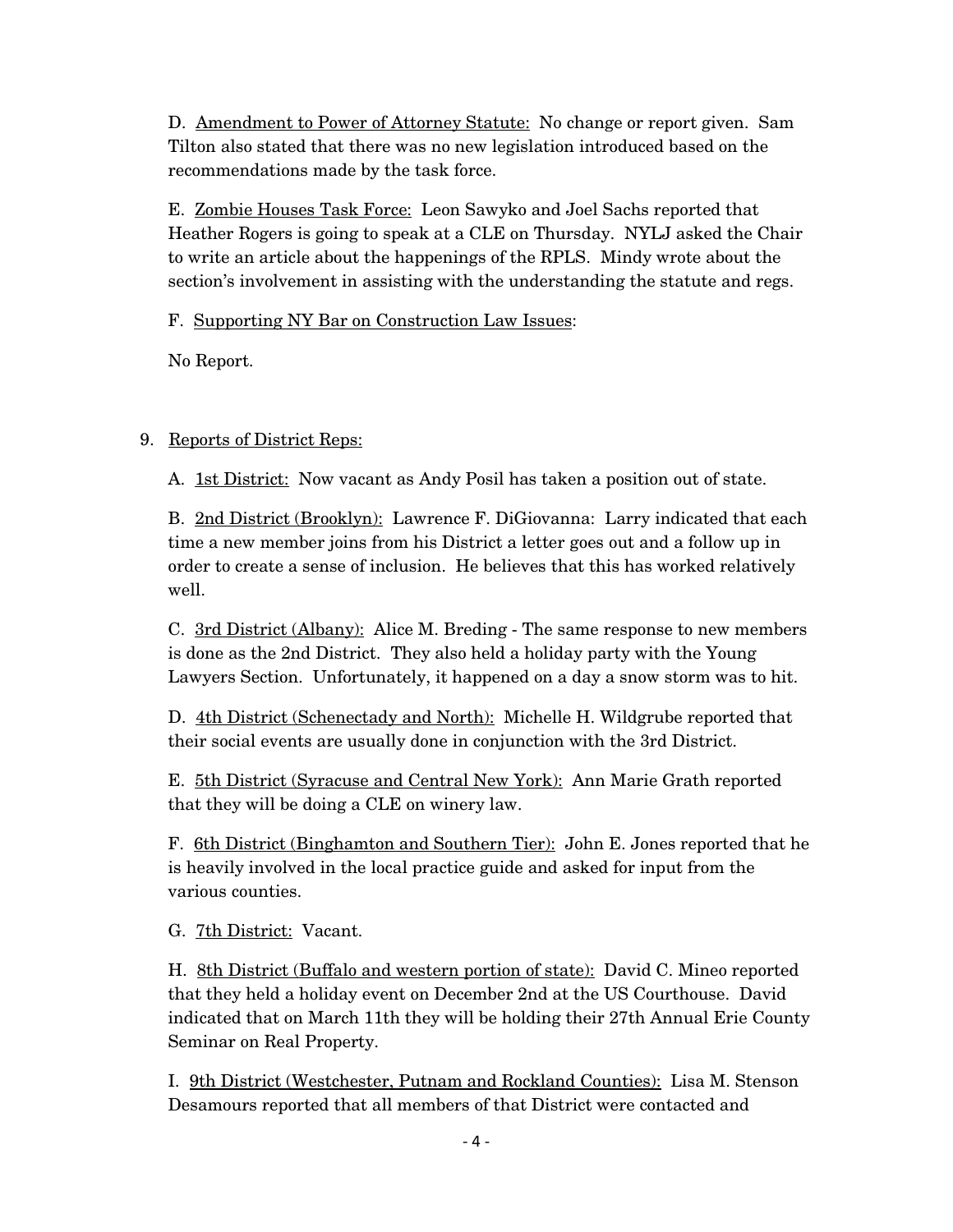D. Amendment to Power of Attorney Statute: No change or report given. Sam Tilton also stated that there was no new legislation introduced based on the recommendations made by the task force.

E. Zombie Houses Task Force: Leon Sawyko and Joel Sachs reported that Heather Rogers is going to speak at a CLE on Thursday. NYLJ asked the Chair to write an article about the happenings of the RPLS. Mindy wrote about the section's involvement in assisting with the understanding the statute and regs.

F. Supporting NY Bar on Construction Law Issues:

No Report.

9. Reports of District Reps:

A. 1st District: Now vacant as Andy Posil has taken a position out of state.

B. 2nd District (Brooklyn): Lawrence F. DiGiovanna: Larry indicated that each time a new member joins from his District a letter goes out and a follow up in order to create a sense of inclusion. He believes that this has worked relatively well.

C. 3rd District (Albany): Alice M. Breding - The same response to new members is done as the 2nd District. They also held a holiday party with the Young Lawyers Section. Unfortunately, it happened on a day a snow storm was to hit.

D. 4th District (Schenectady and North): Michelle H. Wildgrube reported that their social events are usually done in conjunction with the 3rd District.

E. 5th District (Syracuse and Central New York): Ann Marie Grath reported that they will be doing a CLE on winery law.

F. 6th District (Binghamton and Southern Tier): John E. Jones reported that he is heavily involved in the local practice guide and asked for input from the various counties.

G. 7th District: Vacant.

H. 8th District (Buffalo and western portion of state): David C. Mineo reported that they held a holiday event on December 2nd at the US Courthouse. David indicated that on March 11th they will be holding their 27th Annual Erie County Seminar on Real Property.

I. 9th District (Westchester, Putnam and Rockland Counties): Lisa M. Stenson Desamours reported that all members of that District were contacted and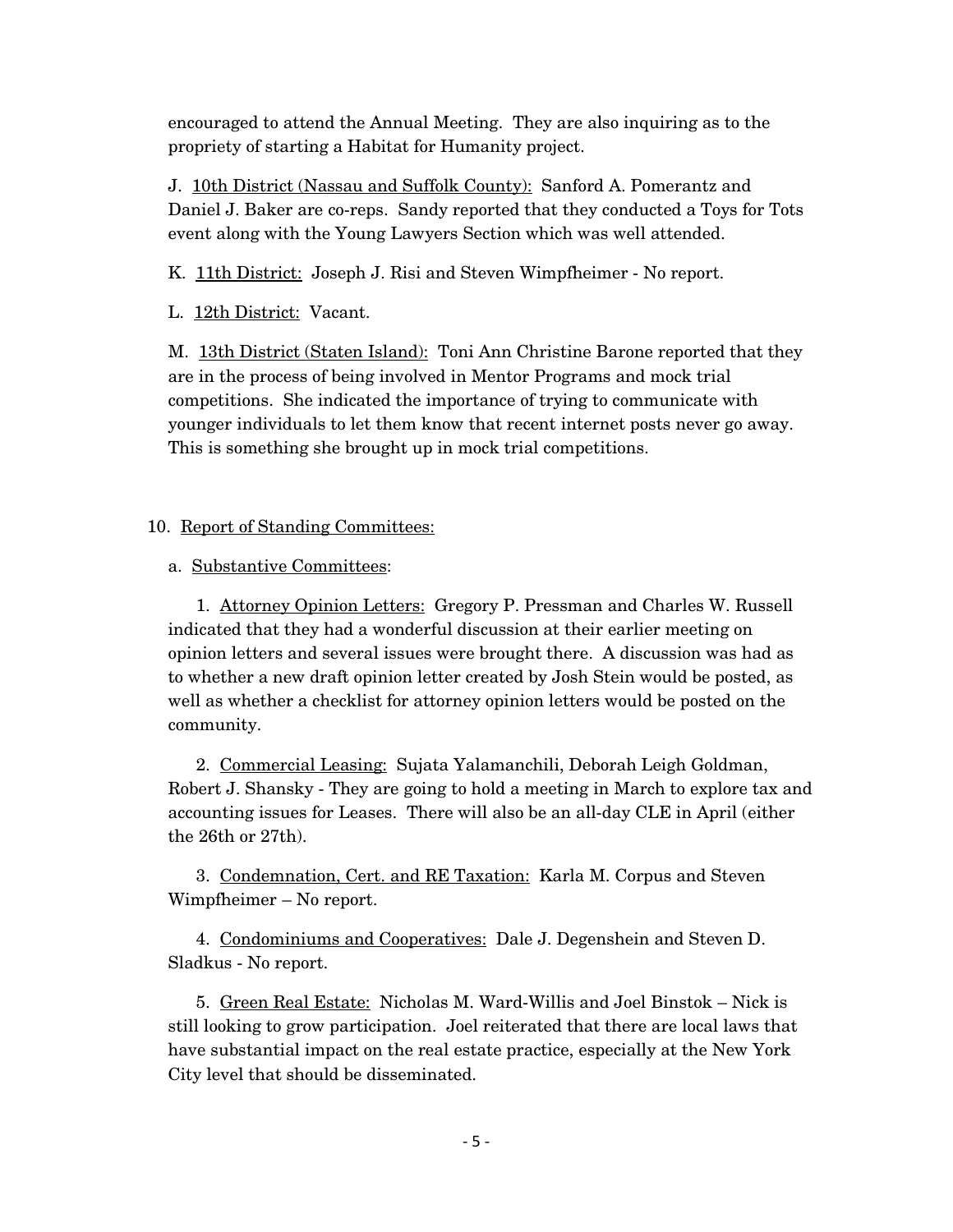encouraged to attend the Annual Meeting. They are also inquiring as to the propriety of starting a Habitat for Humanity project.

J. <u>10th District (Nassau and Suffolk County):</u> Sanford A. Pomerantz and Daniel J. Baker are co-reps. Sandy reported that they conducted a Toys for Tots event along with the Young Lawyers Section which was well attended.

K. <u>11th District:</u> Joseph J. Risi and Steven Wimpfheimer - No report.

L. <u>12th District:</u> Vacant.

M. <u>13th District (Staten Island):</u> Toni Ann Christine Barone reported that they are in the process of being involved in Mentor Programs and mock trial competitions. She indicated the importance of trying to communicate with younger individuals to let them know that recent internet posts never go away. This is something she brought up in mock trial competitions.

10. <u>Report of Standing Committees:</u>

a. <u>Substantive Committees</u>:

1. <u>Attorney Opinion Letters:</u> Gregory P. Pressman and Charles W. Russell indicated that they had a wonderful discussion at their earlier meeting on opinion letters and several issues were brought there. A discussion was had as to whether a new draft opinion letter created by Josh Stein would be posted, as well as whether a checklist for attorney opinion letters would be posted on the community.

2. <u>Commercial Leasing:</u> Sujata Yalamanchili, Deborah Leigh Goldman, Robert J. Shansky - They are going to hold a meeting in March to explore tax and accounting issues for Leases. There will also be an all-day CLE in April (either the 26th or 27th).

3. <u>Condemnation, Cert. and RE Taxation:</u> Karla M. Corpus and Steven Wimpfheimer – No report.

4. <u>Condominiums and Cooperatives:</u> Dale J. Degenshein and Steven D. Sladkus - No report.

5. <u>Green Real Estate:</u> Nicholas M. Ward-Willis and Joel Binstok – Nick is still looking to grow participation. Joel reiterated that there are local laws that have substantial impact on the real estate practice, especially at the New York City level that should be disseminated.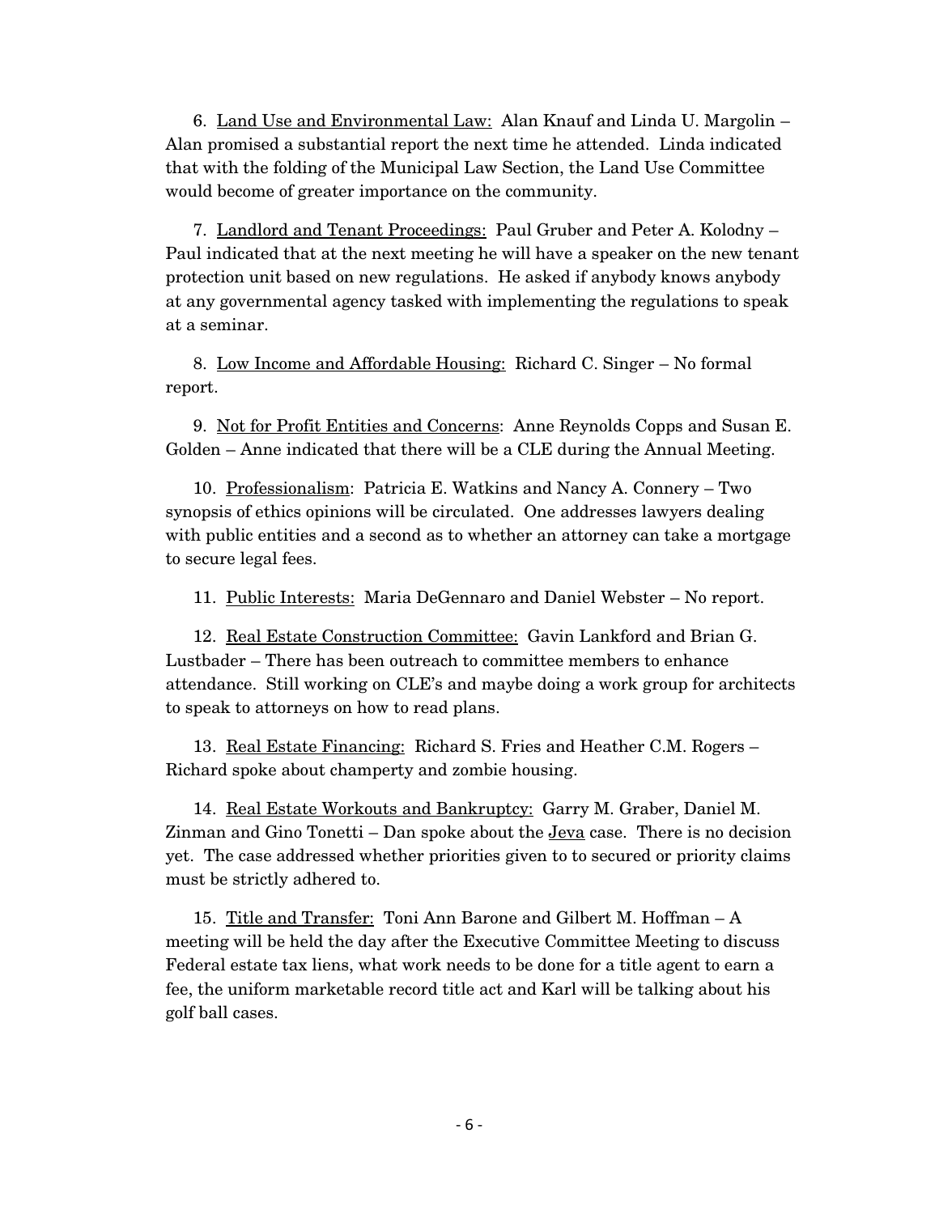6. <u>Land Use and Environmental Law:</u> Alan Knauf and Linda U. Margolin – Alan promised a substantial report the next time he attended. Linda indicated that with the folding of the Municipal Law Section, the Land Use Committee would become of greater importance on the community.

7. <u>Landlord and Tenant Proceedings:</u> Paul Gruber and Peter A. Kolodny – Paul indicated that at the next meeting he will have a speaker on the new tenant protection unit based on new regulations. He asked if anybody knows anybody at any governmental agency tasked with implementing the regulations to speak at a seminar.

8. <u>Low Income and Affordable Housing:</u> Richard C. Singer – No formal report.

9. <u>Not for Profit Entities and Concerns</u>: Anne Reynolds Copps and Susan E. Golden – Anne indicated that there will be a CLE during the Annual Meeting.

10. <u>Professionalism</u>: Patricia E. Watkins and Nancy A. Connery – Two synopsis of ethics opinions will be circulated. One addresses lawyers dealing with public entities and a second as to whether an attorney can take a mortgage to secure legal fees.

11. <u>Public Interests:</u> Maria DeGennaro and Daniel Webster – No report.

12. <u>Real Estate Construction Committee:</u> Gavin Lankford and Brian G. Lustbader – There has been outreach to committee members to enhance attendance. Still working on CLE's and maybe doing a work group for architects to speak to attorneys on how to read plans.

13. <u>Real Estate Financing:</u> Richard S. Fries and Heather C.M. Rogers – Richard spoke about champerty and zombie housing.

14. <u>Real Estate Workouts and Bankruptcy:</u> Garry M. Graber, Daniel M. Zinman and Gino Tonetti – Dan spoke about the <u>Jeva</u> case. There is no decision yet. The case addressed whether priorities given to to secured or priority claims must be strictly adhered to.

15. <u>Title and Transfer:</u> Toni Ann Barone and Gilbert M. Hoffman – A meeting will be held the day after the Executive Committee Meeting to discuss Federal estate tax liens, what work needs to be done for a title agent to earn a fee, the uniform marketable record title act and Karl will be talking about his golf ball cases.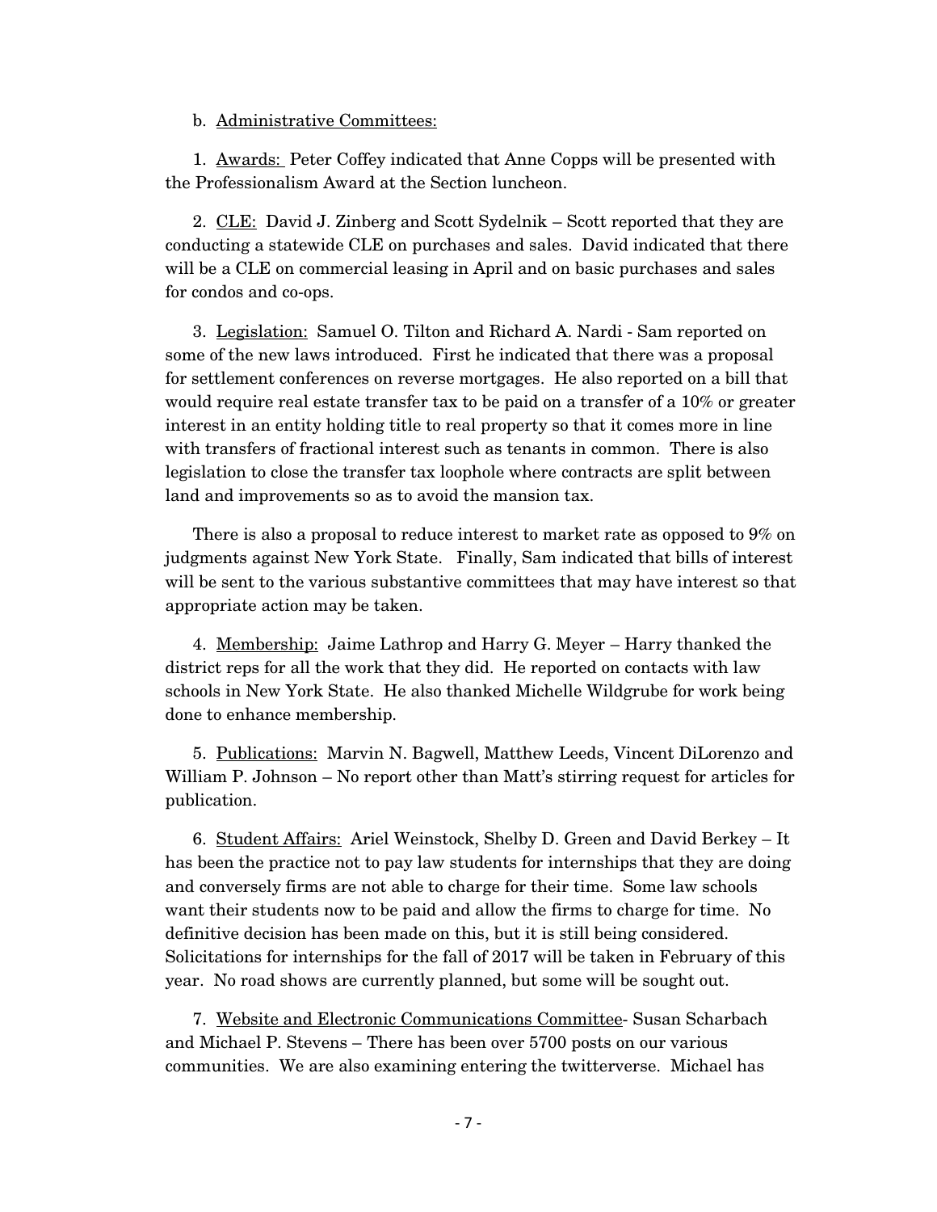b. Administrative Committees:

1. Awards: Peter Coffey indicated that Anne Copps will be presented with the Professionalism Award at the Section luncheon.

2. CLE: David J. Zinberg and Scott Sydelnik – Scott reported that they are conducting a statewide CLE on purchases and sales. David indicated that there will be a CLE on commercial leasing in April and on basic purchases and sales for condos and co-ops.

3. Legislation: Samuel O. Tilton and Richard A. Nardi - Sam reported on some of the new laws introduced. First he indicated that there was a proposal for settlement conferences on reverse mortgages. He also reported on a bill that would require real estate transfer tax to be paid on a transfer of a 10% or greater interest in an entity holding title to real property so that it comes more in line with transfers of fractional interest such as tenants in common. There is also legislation to close the transfer tax loophole where contracts are split between land and improvements so as to avoid the mansion tax.

There is also a proposal to reduce interest to market rate as opposed to 9% on judgments against New York State. Finally, Sam indicated that bills of interest will be sent to the various substantive committees that may have interest so that appropriate action may be taken.

4. Membership: Jaime Lathrop and Harry G. Meyer – Harry thanked the district reps for all the work that they did. He reported on contacts with law schools in New York State. He also thanked Michelle Wildgrube for work being done to enhance membership.

5. Publications: Marvin N. Bagwell, Matthew Leeds, Vincent DiLorenzo and William P. Johnson – No report other than Matt's stirring request for articles for publication.

6. Student Affairs: Ariel Weinstock, Shelby D. Green and David Berkey – It has been the practice not to pay law students for internships that they are doing and conversely firms are not able to charge for their time. Some law schools want their students now to be paid and allow the firms to charge for time. No definitive decision has been made on this, but it is still being considered. Solicitations for internships for the fall of 2017 will be taken in February of this year. No road shows are currently planned, but some will be sought out.

7. Website and Electronic Communications Committee- Susan Scharbach and Michael P. Stevens – There has been over 5700 posts on our various communities. We are also examining entering the twitterverse. Michael has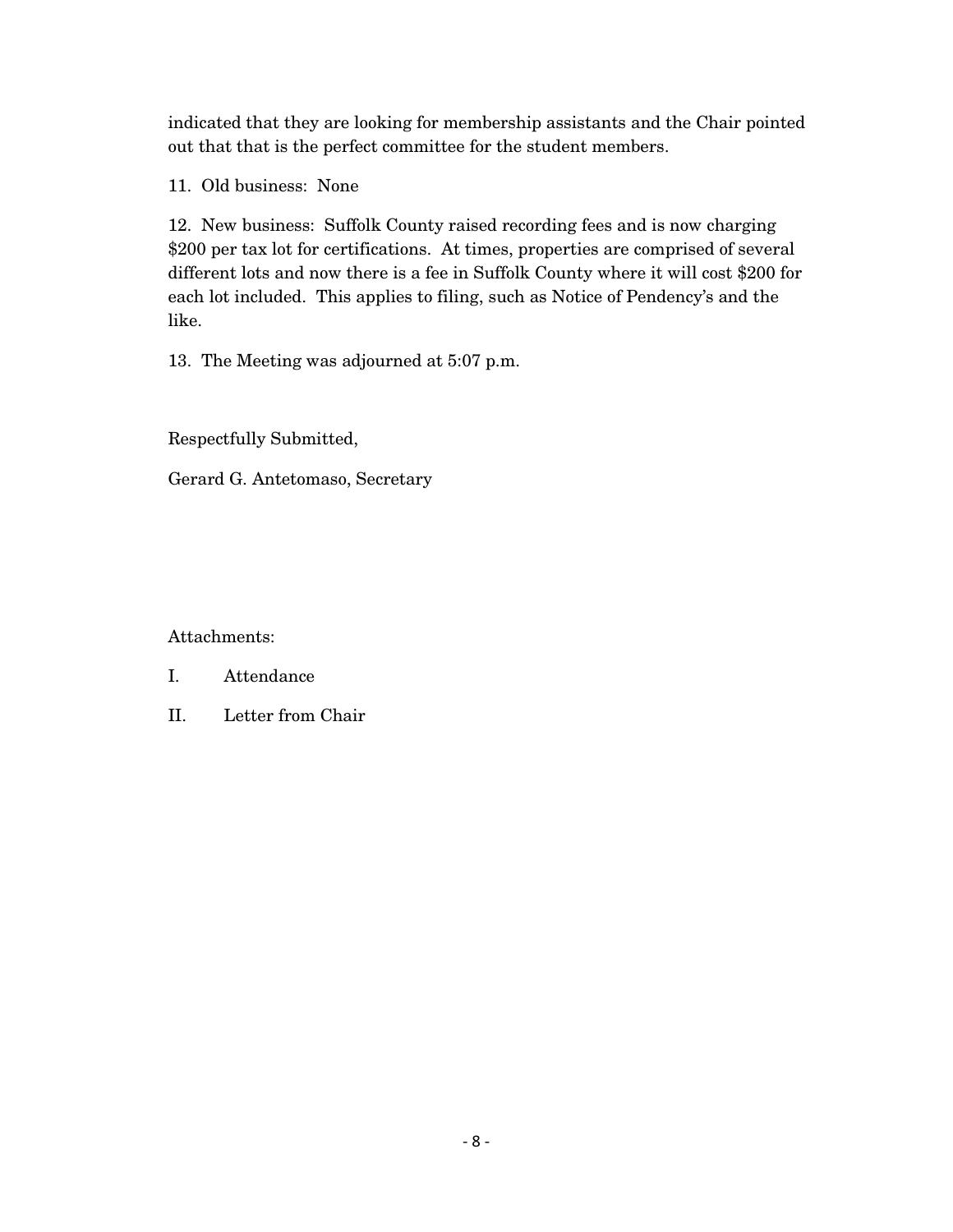indicated that they are looking for membership assistants and the Chair pointed out that that is the perfect committee for the student members.

11. Old business: None

12. New business: Suffolk County raised recording fees and is now charging $200 per tax lot for certifications. At times, properties are comprised of several different lots and now there is a fee in Suffolk County where it will cost $200 for each lot included. This applies to filing, such as Notice of Pendency's and the like.

13. The Meeting was adjourned at 5:07 p.m.

Respectfully Submitted,

Gerard G. Antetomaso, Secretary

Attachments:

I. Attendance

II. Letter from Chair